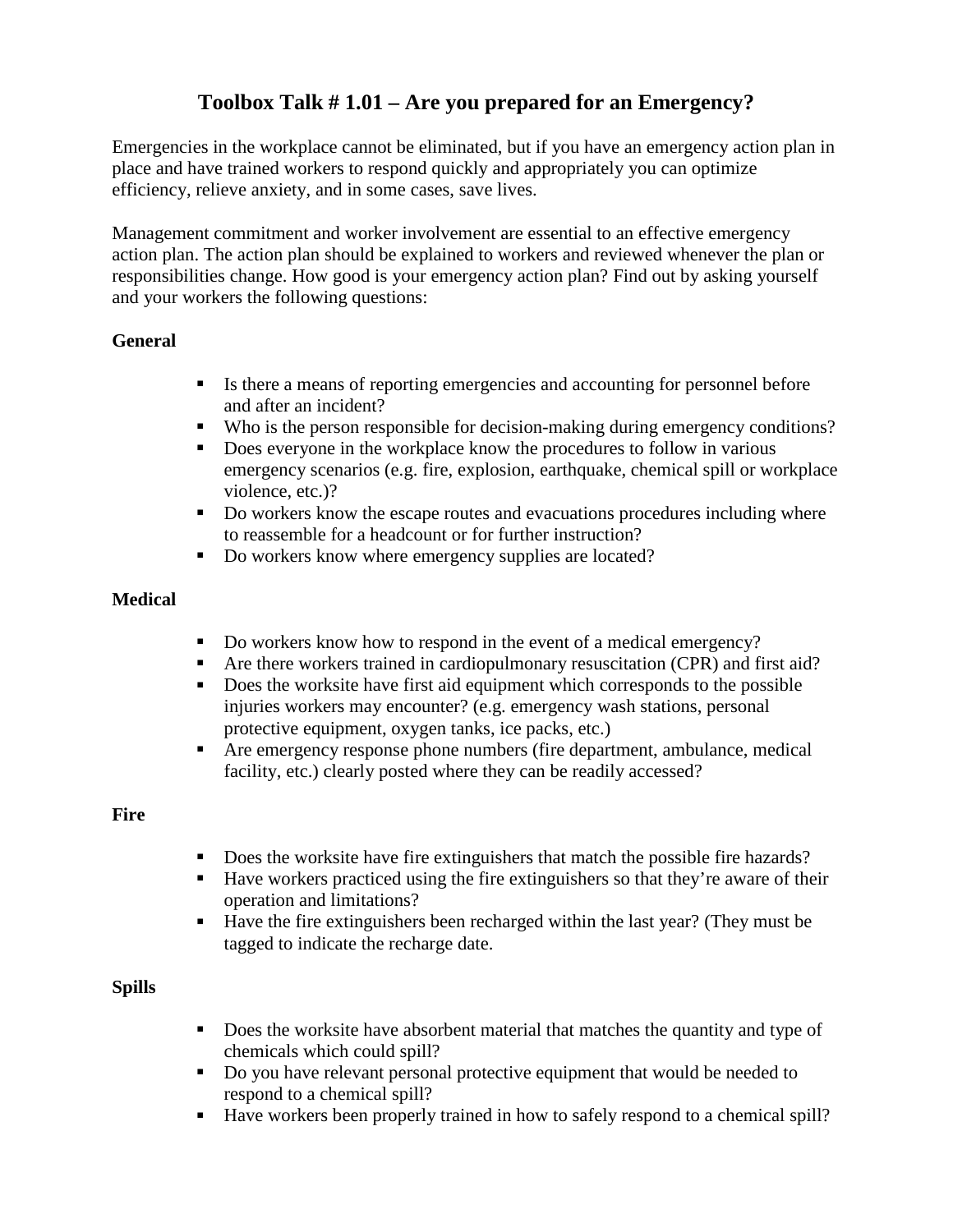# Toolbox Talk # 1.01 – Are you prepared for an Emergency?

Emergencies in the workplace cannot be eliminated, but if you have an emergency action plan in place and have trained workers to respond quickly and appropriately you can optimize efficiency, relieve anxiety, and in some cases, save lives.

Management commitment and worker involvement are essential to an effective emergency action plan. The action plan should be explained to workers and reviewed whenever the plan or responsibilities change. How good is your emergency action plan? Find out by asking yourself and your workers the following questions:

**General**

- Is there a means of reporting emergencies and accounting for personnel before and after an incident?
- Who is the person responsible for decision-making during emergency conditions?
- Does everyone in the workplace know the procedures to follow in various emergency scenarios (e.g. fire, explosion, earthquake, chemical spill or workplace violence, etc.)?
- Do workers know the escape routes and evacuations procedures including where to reassemble for a headcount or for further instruction?
- Do workers know where emergency supplies are located?

**Medical**

- Do workers know how to respond in the event of a medical emergency?
- Are there workers trained in cardiopulmonary resuscitation (CPR) and first aid?
- Does the worksite have first aid equipment which corresponds to the possible injuries workers may encounter? (e.g. emergency wash stations, personal protective equipment, oxygen tanks, ice packs, etc.)
- Are emergency response phone numbers (fire department, ambulance, medical facility, etc.) clearly posted where they can be readily accessed?

**Fire**

- Does the worksite have fire extinguishers that match the possible fire hazards?
- Have workers practiced using the fire extinguishers so that they're aware of their operation and limitations?
- Have the fire extinguishers been recharged within the last year? (They must be tagged to indicate the recharge date.

**Spills**

- Does the worksite have absorbent material that matches the quantity and type of chemicals which could spill?
- Do you have relevant personal protective equipment that would be needed to respond to a chemical spill?
- Have workers been properly trained in how to safely respond to a chemical spill?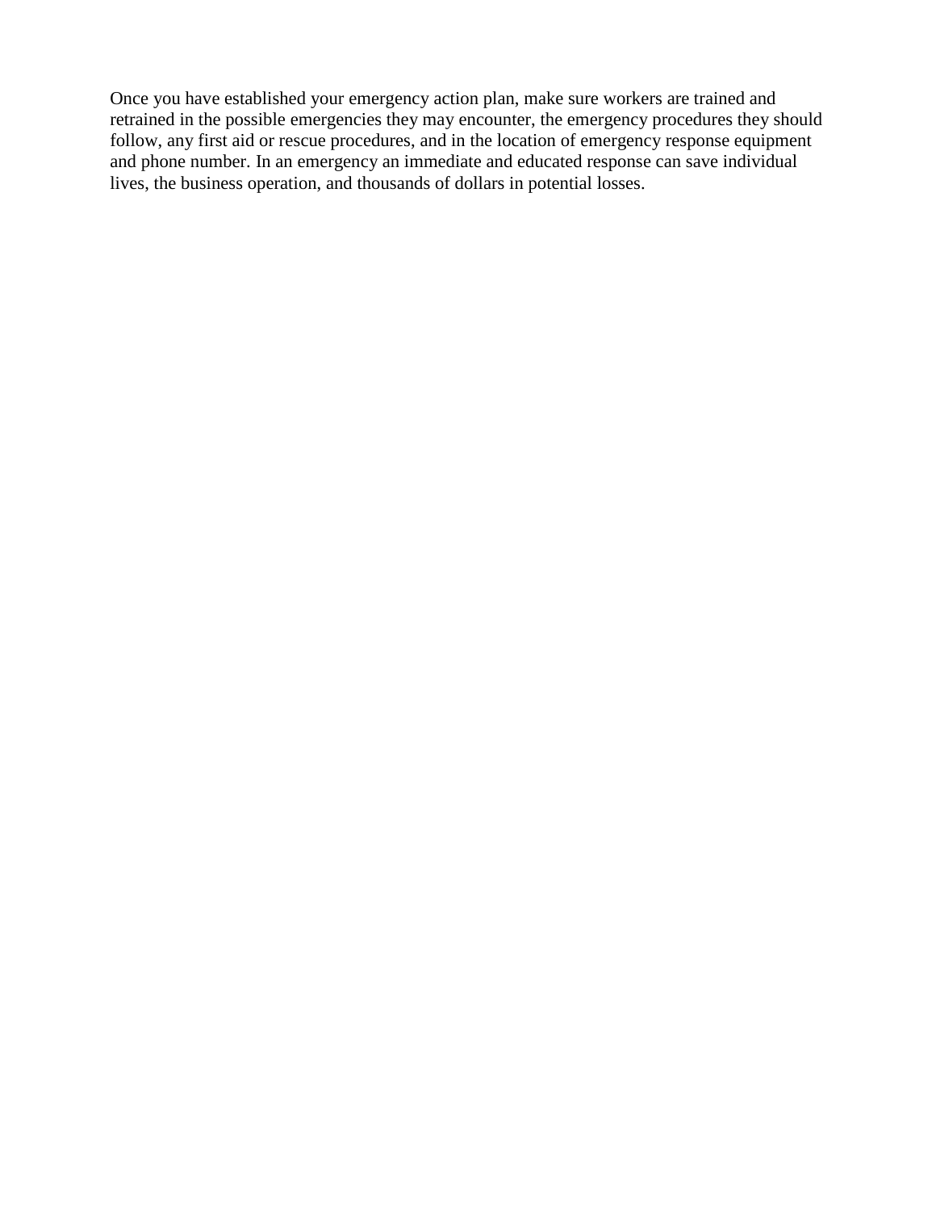Once you have established your emergency action plan, make sure workers are trained and retrained in the possible emergencies they may encounter, the emergency procedures they should follow, any first aid or rescue procedures, and in the location of emergency response equipment and phone number. In an emergency an immediate and educated response can save individual lives, the business operation, and thousands of dollars in potential losses.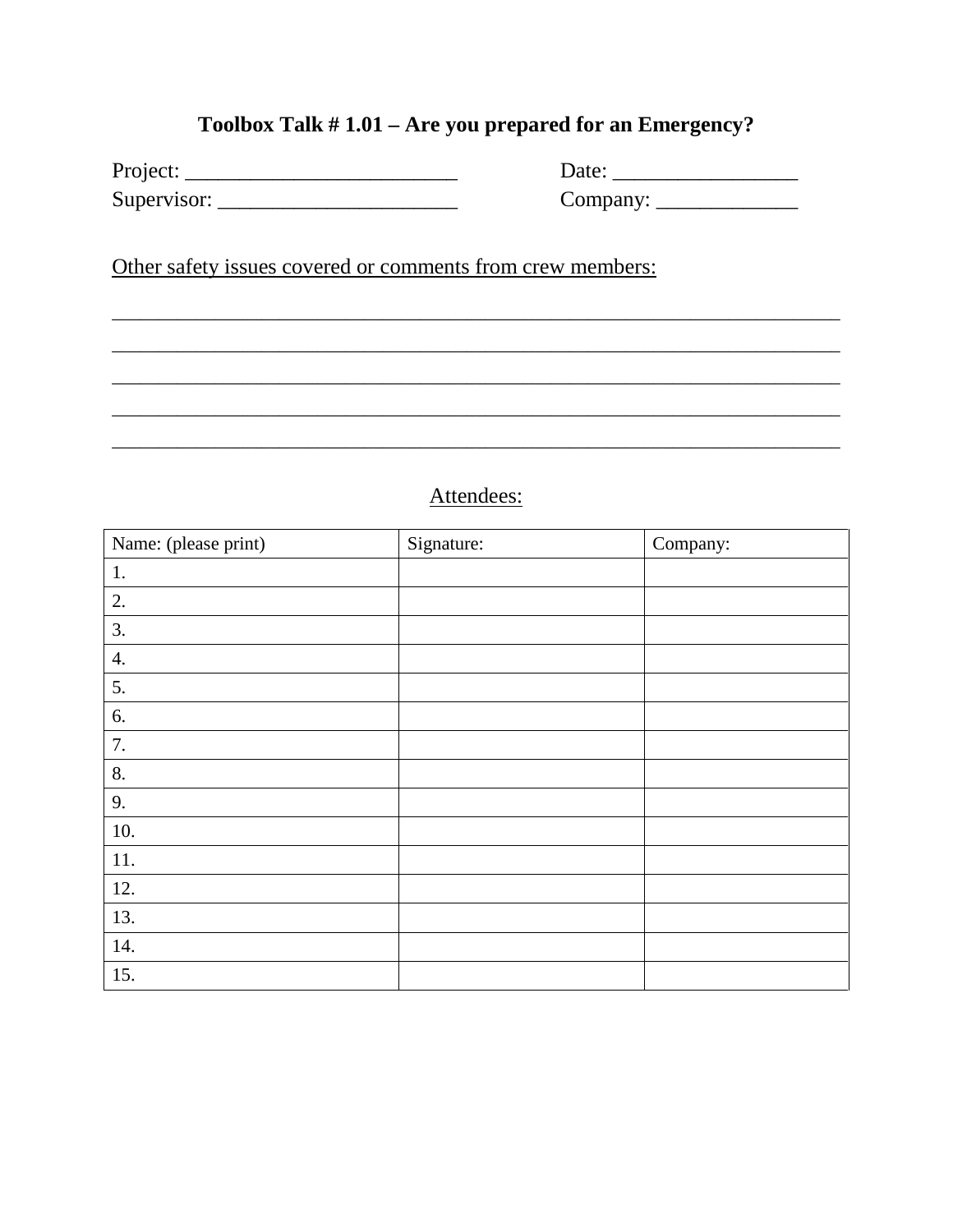**Toolbox Talk # 1.01 – Are you prepared for an Emergency?**

Project: _________________________ Date: _________________

Supervisor: ______________________ Company: _____________

Other safety issues covered or comments from crew members:

___________________________________________________________________________

___________________________________________________________________________

___________________________________________________________________________

___________________________________________________________________________

___________________________________________________________________________

Attendees:

| Name: (please print) | Signature: | Company: |
|---|---|---|
| 1. | | |
| 2. | | |
| 3. | | |
| 4. | | |
| 5. | | |
| 6. | | |
| 7. | | |
| 8. | | |
| 9. | | |
| 10. | | |
| 11. | | |
| 12. | | |
| 13. | | |
| 14. | | |
| 15. | | |